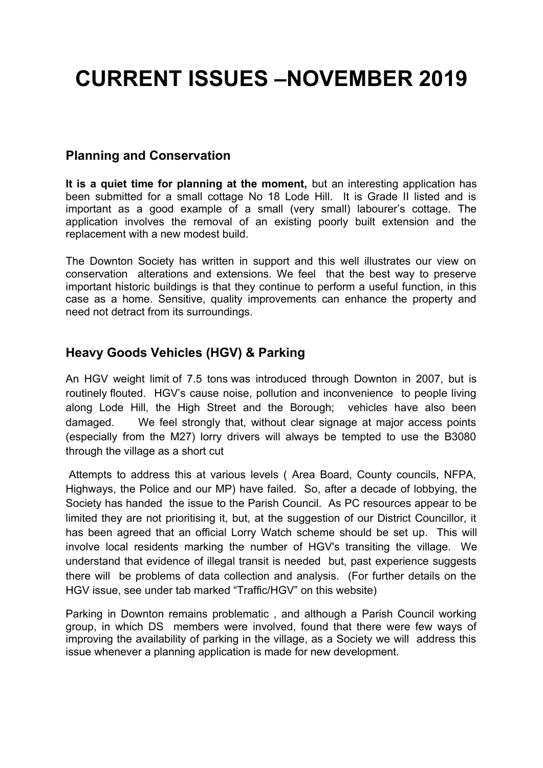# CURRENT ISSUES –NOVEMBER 2019

## Planning and Conservation

**It is a quiet time for planning at the moment,** but an interesting application has been submitted for a small cottage No 18 Lode Hill. It is Grade II listed and is important as a good example of a small (very small) labourer's cottage. The application involves the removal of an existing poorly built extension and the replacement with a new modest build.

The Downton Society has written in support and this well illustrates our view on conservation alterations and extensions. We feel that the best way to preserve important historic buildings is that they continue to perform a useful function, in this case as a home. Sensitive, quality improvements can enhance the property and need not detract from its surroundings.

## Heavy Goods Vehicles (HGV) & Parking

An HGV weight limit of 7.5 tons was introduced through Downton in 2007, but is routinely flouted. HGV's cause noise, pollution and inconvenience to people living along Lode Hill, the High Street and the Borough; vehicles have also been damaged. We feel strongly that, without clear signage at major access points (especially from the M27) lorry drivers will always be tempted to use the B3080 through the village as a short cut

Attempts to address this at various levels ( Area Board, County councils, NFPA, Highways, the Police and our MP) have failed. So, after a decade of lobbying, the Society has handed the issue to the Parish Council. As PC resources appear to be limited they are not prioritising it, but, at the suggestion of our District Councillor, it has been agreed that an official Lorry Watch scheme should be set up. This will involve local residents marking the number of HGV's transiting the village. We understand that evidence of illegal transit is needed but, past experience suggests there will be problems of data collection and analysis. (For further details on the HGV issue, see under tab marked "Traffic/HGV" on this website)

Parking in Downton remains problematic , and although a Parish Council working group, in which DS members were involved, found that there were few ways of improving the availability of parking in the village, as a Society we will address this issue whenever a planning application is made for new development.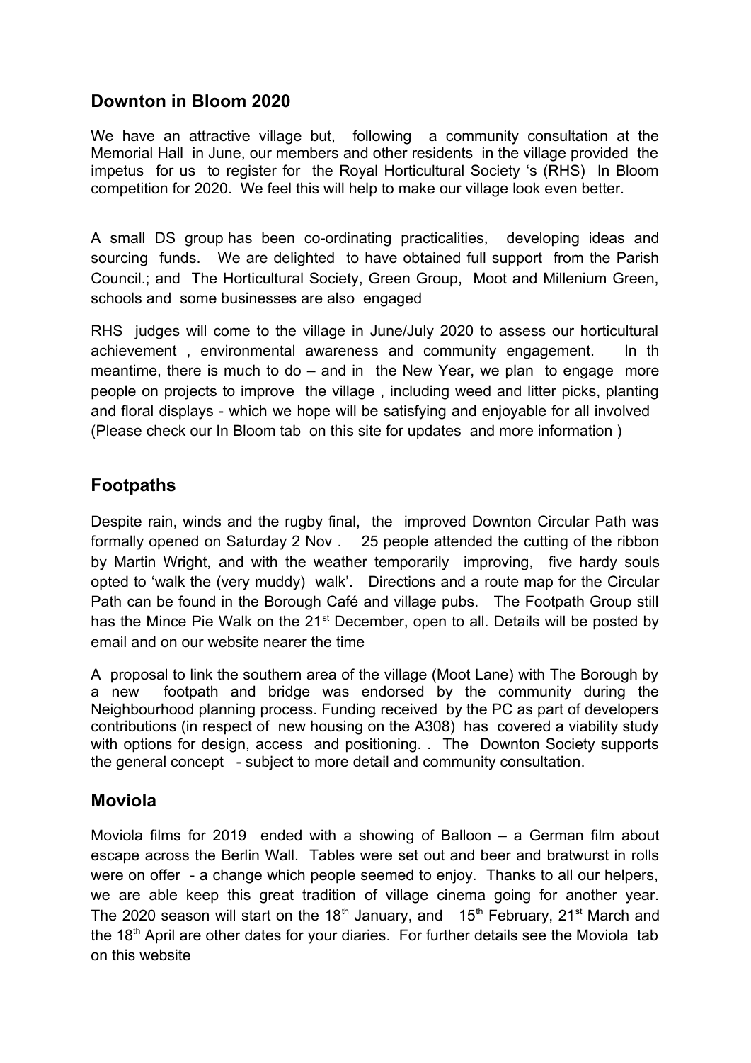## Downton in Bloom 2020

We have an attractive village but, following a community consultation at the Memorial Hall in June, our members and other residents in the village provided the impetus for us to register for the Royal Horticultural Society 's (RHS) In Bloom competition for 2020. We feel this will help to make our village look even better.

A small DS group has been co-ordinating practicalities, developing ideas and sourcing funds. We are delighted to have obtained full support from the Parish Council.; and The Horticultural Society, Green Group, Moot and Millenium Green, schools and some businesses are also engaged

RHS judges will come to the village in June/July 2020 to assess our horticultural achievement , environmental awareness and community engagement. In th meantime, there is much to do – and in the New Year, we plan to engage more people on projects to improve the village , including weed and litter picks, planting and floral displays - which we hope will be satisfying and enjoyable for all involved (Please check our In Bloom tab on this site for updates and more information )

## Footpaths

Despite rain, winds and the rugby final, the improved Downton Circular Path was formally opened on Saturday 2 Nov . 25 people attended the cutting of the ribbon by Martin Wright, and with the weather temporarily improving, five hardy souls opted to 'walk the (very muddy) walk'. Directions and a route map for the Circular Path can be found in the Borough Café and village pubs. The Footpath Group still has the Mince Pie Walk on the 21st December, open to all. Details will be posted by email and on our website nearer the time

A proposal to link the southern area of the village (Moot Lane) with The Borough by a new footpath and bridge was endorsed by the community during the Neighbourhood planning process. Funding received by the PC as part of developers contributions (in respect of new housing on the A308) has covered a viability study with options for design, access and positioning. . The Downton Society supports the general concept - subject to more detail and community consultation.

## Moviola

Moviola films for 2019 ended with a showing of Balloon – a German film about escape across the Berlin Wall. Tables were set out and beer and bratwurst in rolls were on offer - a change which people seemed to enjoy. Thanks to all our helpers, we are able keep this great tradition of village cinema going for another year. The 2020 season will start on the 18th January, and 15th February, 21st March and the 18th April are other dates for your diaries. For further details see the Moviola tab on this website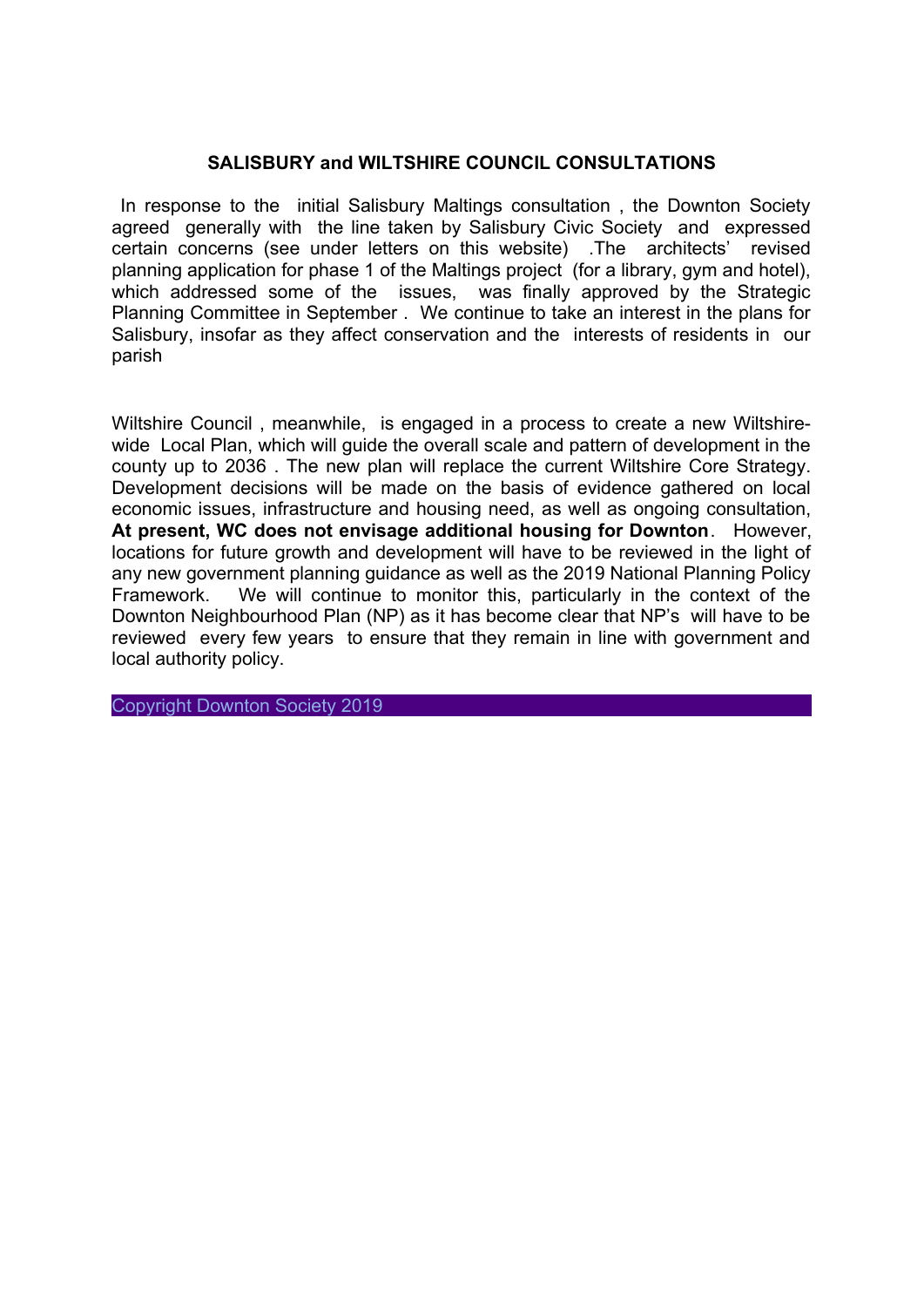## SALISBURY and WILTSHIRE COUNCIL CONSULTATIONS

In response to the initial Salisbury Maltings consultation , the Downton Society agreed generally with the line taken by Salisbury Civic Society and expressed certain concerns (see under letters on this website) .The architects' revised planning application for phase 1 of the Maltings project (for a library, gym and hotel), which addressed some of the issues, was finally approved by the Strategic Planning Committee in September . We continue to take an interest in the plans for Salisbury, insofar as they affect conservation and the interests of residents in our parish

Wiltshire Council , meanwhile, is engaged in a process to create a new Wiltshire-wide Local Plan, which will guide the overall scale and pattern of development in the county up to 2036 . The new plan will replace the current Wiltshire Core Strategy. Development decisions will be made on the basis of evidence gathered on local economic issues, infrastructure and housing need, as well as ongoing consultation, **At present, WC does not envisage additional housing for Downton**. However, locations for future growth and development will have to be reviewed in the light of any new government planning guidance as well as the 2019 National Planning Policy Framework. We will continue to monitor this, particularly in the context of the Downton Neighbourhood Plan (NP) as it has become clear that NP's will have to be reviewed every few years to ensure that they remain in line with government and local authority policy.

Copyright Downton Society 2019